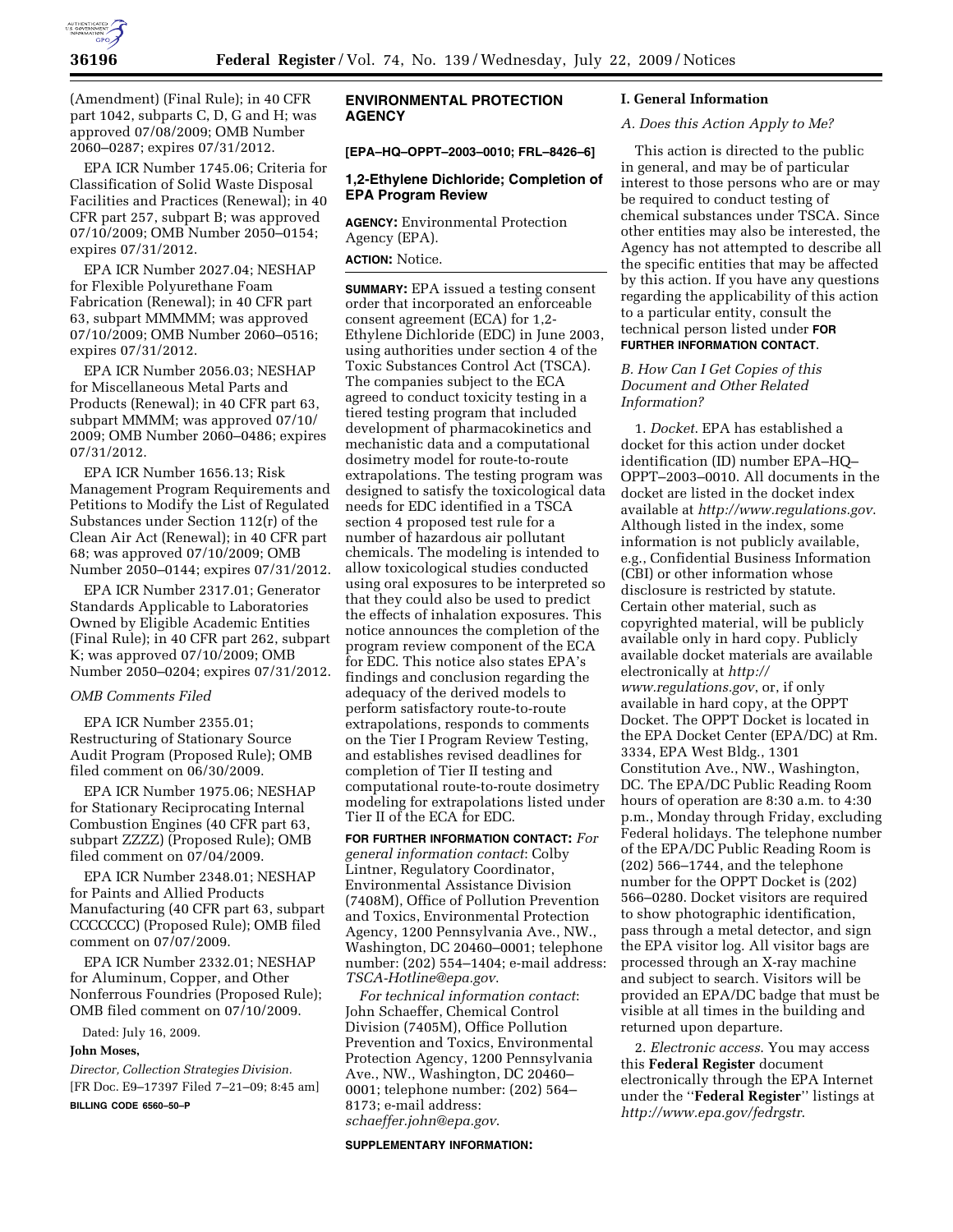(Amendment) (Final Rule); in 40 CFR part 1042, subparts C, D, G and H; was approved 07/08/2009; OMB Number 2060–0287; expires 07/31/2012.

EPA ICR Number 1745.06; Criteria for Classification of Solid Waste Disposal Facilities and Practices (Renewal); in 40 CFR part 257, subpart B; was approved 07/10/2009; OMB Number 2050–0154; expires 07/31/2012.

EPA ICR Number 2027.04; NESHAP for Flexible Polyurethane Foam Fabrication (Renewal); in 40 CFR part 63, subpart MMMMM; was approved 07/10/2009; OMB Number 2060–0516; expires 07/31/2012.

EPA ICR Number 2056.03; NESHAP for Miscellaneous Metal Parts and Products (Renewal); in 40 CFR part 63, subpart MMMM; was approved 07/10/2009; OMB Number 2060–0486; expires 07/31/2012.

EPA ICR Number 1656.13; Risk Management Program Requirements and Petitions to Modify the List of Regulated Substances under Section 112(r) of the Clean Air Act (Renewal); in 40 CFR part 68; was approved 07/10/2009; OMB Number 2050–0144; expires 07/31/2012.

EPA ICR Number 2317.01; Generator Standards Applicable to Laboratories Owned by Eligible Academic Entities (Final Rule); in 40 CFR part 262, subpart K; was approved 07/10/2009; OMB Number 2050–0204; expires 07/31/2012.

*OMB Comments Filed*

EPA ICR Number 2355.01; Restructuring of Stationary Source Audit Program (Proposed Rule); OMB filed comment on 06/30/2009.

EPA ICR Number 1975.06; NESHAP for Stationary Reciprocating Internal Combustion Engines (40 CFR part 63, subpart ZZZZ) (Proposed Rule); OMB filed comment on 07/04/2009.

EPA ICR Number 2348.01; NESHAP for Paints and Allied Products Manufacturing (40 CFR part 63, subpart CCCCCCC) (Proposed Rule); OMB filed comment on 07/07/2009.

EPA ICR Number 2332.01; NESHAP for Aluminum, Copper, and Other Nonferrous Foundries (Proposed Rule); OMB filed comment on 07/10/2009.

Dated: July 16, 2009.

**John Moses,**

*Director, Collection Strategies Division.*

[FR Doc. E9–17397 Filed 7–21–09; 8:45 am]

**BILLING CODE 6560–50–P**

## ENVIRONMENTAL PROTECTION AGENCY

**[EPA–HQ–OPPT–2003–0010; FRL–8426–6]**

### 1,2-Ethylene Dichloride; Completion of EPA Program Review

**AGENCY:** Environmental Protection Agency (EPA).

**ACTION:** Notice.

**SUMMARY:** EPA issued a testing consent order that incorporated an enforceable consent agreement (ECA) for 1,2-Ethylene Dichloride (EDC) in June 2003, using authorities under section 4 of the Toxic Substances Control Act (TSCA). The companies subject to the ECA agreed to conduct toxicity testing in a tiered testing program that included development of pharmacokinetics and mechanistic data and a computational dosimetry model for route-to-route extrapolations. The testing program was designed to satisfy the toxicological data needs for EDC identified in a TSCA section 4 proposed test rule for a number of hazardous air pollutant chemicals. The modeling is intended to allow toxicological studies conducted using oral exposures to be interpreted so that they could also be used to predict the effects of inhalation exposures. This notice announces the completion of the program review component of the ECA for EDC. This notice also states EPA's findings and conclusion regarding the adequacy of the derived models to perform satisfactory route-to-route extrapolations, responds to comments on the Tier I Program Review Testing, and establishes revised deadlines for completion of Tier II testing and computational route-to-route dosimetry modeling for extrapolations listed under Tier II of the ECA for EDC.

**FOR FURTHER INFORMATION CONTACT:** *For general information contact*: Colby Lintner, Regulatory Coordinator, Environmental Assistance Division (7408M), Office of Pollution Prevention and Toxics, Environmental Protection Agency, 1200 Pennsylvania Ave., NW., Washington, DC 20460–0001; telephone number: (202) 554–1404; e-mail address: *TSCA-Hotline@epa.gov*.

*For technical information contact*: John Schaeffer, Chemical Control Division (7405M), Office Pollution Prevention and Toxics, Environmental Protection Agency, 1200 Pennsylvania Ave., NW., Washington, DC 20460–0001; telephone number: (202) 564–8173; e-mail address: *schaeffer.john@epa.gov*.

**SUPPLEMENTARY INFORMATION:**

#### I. General Information

*A. Does this Action Apply to Me?*

This action is directed to the public in general, and may be of particular interest to those persons who are or may be required to conduct testing of chemical substances under TSCA. Since other entities may also be interested, the Agency has not attempted to describe all the specific entities that may be affected by this action. If you have any questions regarding the applicability of this action to a particular entity, consult the technical person listed under **FOR FURTHER INFORMATION CONTACT**.

*B. How Can I Get Copies of this Document and Other Related Information?*

1. *Docket*. EPA has established a docket for this action under docket identification (ID) number EPA–HQ–OPPT–2003–0010. All documents in the docket are listed in the docket index available at *http://www.regulations.gov*. Although listed in the index, some information is not publicly available, e.g., Confidential Business Information (CBI) or other information whose disclosure is restricted by statute. Certain other material, such as copyrighted material, will be publicly available only in hard copy. Publicly available docket materials are available electronically at *http://www.regulations.gov*, or, if only available in hard copy, at the OPPT Docket. The OPPT Docket is located in the EPA Docket Center (EPA/DC) at Rm. 3334, EPA West Bldg., 1301 Constitution Ave., NW., Washington, DC. The EPA/DC Public Reading Room hours of operation are 8:30 a.m. to 4:30 p.m., Monday through Friday, excluding Federal holidays. The telephone number of the EPA/DC Public Reading Room is (202) 566–1744, and the telephone number for the OPPT Docket is (202) 566–0280. Docket visitors are required to show photographic identification, pass through a metal detector, and sign the EPA visitor log. All visitor bags are processed through an X-ray machine and subject to search. Visitors will be provided an EPA/DC badge that must be visible at all times in the building and returned upon departure.

2. *Electronic access*. You may access this **Federal Register** document electronically through the EPA Internet under the "**Federal Register**" listings at *http://www.epa.gov/fedrgstr*.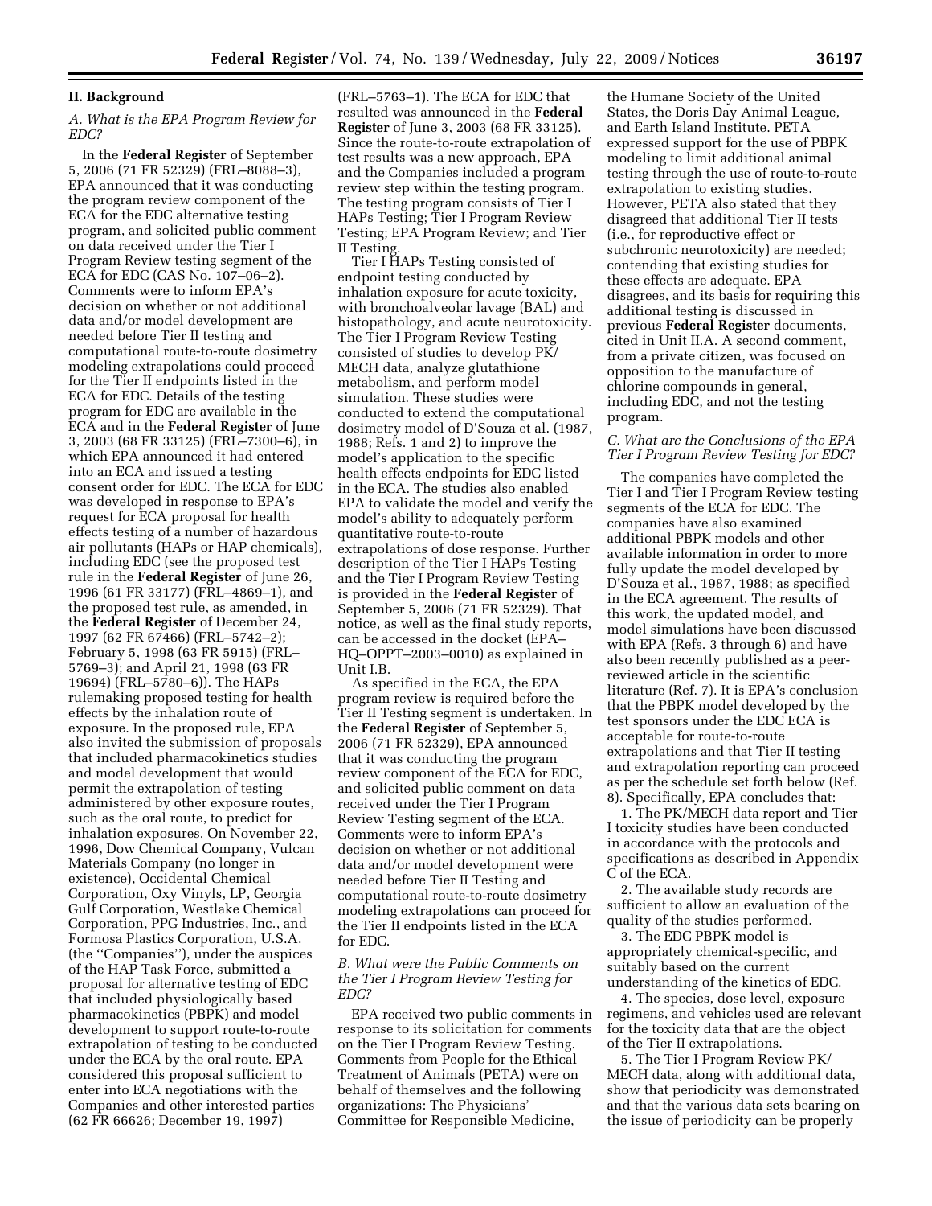## II. Background

### *A. What is the EPA Program Review for EDC?*

In the **Federal Register** of September 5, 2006 (71 FR 52329) (FRL–8088–3), EPA announced that it was conducting the program review component of the ECA for the EDC alternative testing program, and solicited public comment on data received under the Tier I Program Review testing segment of the ECA for EDC (CAS No. 107–06–2). Comments were to inform EPA's decision on whether or not additional data and/or model development are needed before Tier II testing and computational route-to-route dosimetry modeling extrapolations could proceed for the Tier II endpoints listed in the ECA for EDC. Details of the testing program for EDC are available in the ECA and in the **Federal Register** of June 3, 2003 (68 FR 33125) (FRL–7300–6), in which EPA announced it had entered into an ECA and issued a testing consent order for EDC. The ECA for EDC was developed in response to EPA's request for ECA proposal for health effects testing of a number of hazardous air pollutants (HAPs or HAP chemicals), including EDC (see the proposed test rule in the **Federal Register** of June 26, 1996 (61 FR 33177) (FRL–4869–1), and the proposed test rule, as amended, in the **Federal Register** of December 24, 1997 (62 FR 67466) (FRL–5742–2); February 5, 1998 (63 FR 5915) (FRL–5769–3); and April 21, 1998 (63 FR 19694) (FRL–5780–6)). The HAPs rulemaking proposed testing for health effects by the inhalation route of exposure. In the proposed rule, EPA also invited the submission of proposals that included pharmacokinetics studies and model development that would permit the extrapolation of testing administered by other exposure routes, such as the oral route, to predict for inhalation exposures. On November 22, 1996, Dow Chemical Company, Vulcan Materials Company (no longer in existence), Occidental Chemical Corporation, Oxy Vinyls, LP, Georgia Gulf Corporation, Westlake Chemical Corporation, PPG Industries, Inc., and Formosa Plastics Corporation, U.S.A. (the ''Companies''), under the auspices of the HAP Task Force, submitted a proposal for alternative testing of EDC that included physiologically based pharmacokinetics (PBPK) and model development to support route-to-route extrapolation of testing to be conducted under the ECA by the oral route. EPA considered this proposal sufficient to enter into ECA negotiations with the Companies and other interested parties (62 FR 66626; December 19, 1997) (FRL–5763–1). The ECA for EDC that resulted was announced in the **Federal Register** of June 3, 2003 (68 FR 33125). Since the route-to-route extrapolation of test results was a new approach, EPA and the Companies included a program review step within the testing program. The testing program consists of Tier I HAPs Testing; Tier I Program Review Testing; EPA Program Review; and Tier II Testing.

Tier I HAPs Testing consisted of endpoint testing conducted by inhalation exposure for acute toxicity, with bronchoalveolar lavage (BAL) and histopathology, and acute neurotoxicity. The Tier I Program Review Testing consisted of studies to develop PK/MECH data, analyze glutathione metabolism, and perform model simulation. These studies were conducted to extend the computational dosimetry model of D'Souza et al. (1987, 1988; Refs. 1 and 2) to improve the model's application to the specific health effects endpoints for EDC listed in the ECA. The studies also enabled EPA to validate the model and verify the model's ability to adequately perform quantitative route-to-route extrapolations of dose response. Further description of the Tier I HAPs Testing and the Tier I Program Review Testing is provided in the **Federal Register** of September 5, 2006 (71 FR 52329). That notice, as well as the final study reports, can be accessed in the docket (EPA–HQ–OPPT–2003–0010) as explained in Unit I.B.

As specified in the ECA, the EPA program review is required before the Tier II Testing segment is undertaken. In the **Federal Register** of September 5, 2006 (71 FR 52329), EPA announced that it was conducting the program review component of the ECA for EDC, and solicited public comment on data received under the Tier I Program Review Testing segment of the ECA. Comments were to inform EPA's decision on whether or not additional data and/or model development were needed before Tier II Testing and computational route-to-route dosimetry modeling extrapolations can proceed for the Tier II endpoints listed in the ECA for EDC.

### *B. What were the Public Comments on the Tier I Program Review Testing for EDC?*

EPA received two public comments in response to its solicitation for comments on the Tier I Program Review Testing. Comments from People for the Ethical Treatment of Animals (PETA) were on behalf of themselves and the following organizations: The Physicians' Committee for Responsible Medicine, the Humane Society of the United States, the Doris Day Animal League, and Earth Island Institute. PETA expressed support for the use of PBPK modeling to limit additional animal testing through the use of route-to-route extrapolation to existing studies. However, PETA also stated that they disagreed that additional Tier II tests (i.e., for reproductive effect or subchronic neurotoxicity) are needed; contending that existing studies for these effects are adequate. EPA disagrees, and its basis for requiring this additional testing is discussed in previous **Federal Register** documents, cited in Unit II.A. A second comment, from a private citizen, was focused on opposition to the manufacture of chlorine compounds in general, including EDC, and not the testing program.

### *C. What are the Conclusions of the EPA Tier I Program Review Testing for EDC?*

The companies have completed the Tier I and Tier I Program Review testing segments of the ECA for EDC. The companies have also examined additional PBPK models and other available information in order to more fully update the model developed by D'Souza et al., 1987, 1988; as specified in the ECA agreement. The results of this work, the updated model, and model simulations have been discussed with EPA (Refs. 3 through 6) and have also been recently published as a peer-reviewed article in the scientific literature (Ref. 7). It is EPA's conclusion that the PBPK model developed by the test sponsors under the EDC ECA is acceptable for route-to-route extrapolations and that Tier II testing and extrapolation reporting can proceed as per the schedule set forth below (Ref. 8). Specifically, EPA concludes that:

1. The PK/MECH data report and Tier I toxicity studies have been conducted in accordance with the protocols and specifications as described in Appendix C of the ECA.

2. The available study records are sufficient to allow an evaluation of the quality of the studies performed.

3. The EDC PBPK model is appropriately chemical-specific, and suitably based on the current understanding of the kinetics of EDC.

4. The species, dose level, exposure regimens, and vehicles used are relevant for the toxicity data that are the object of the Tier II extrapolations.

5. The Tier I Program Review PK/MECH data, along with additional data, show that periodicity was demonstrated and that the various data sets bearing on the issue of periodicity can be properly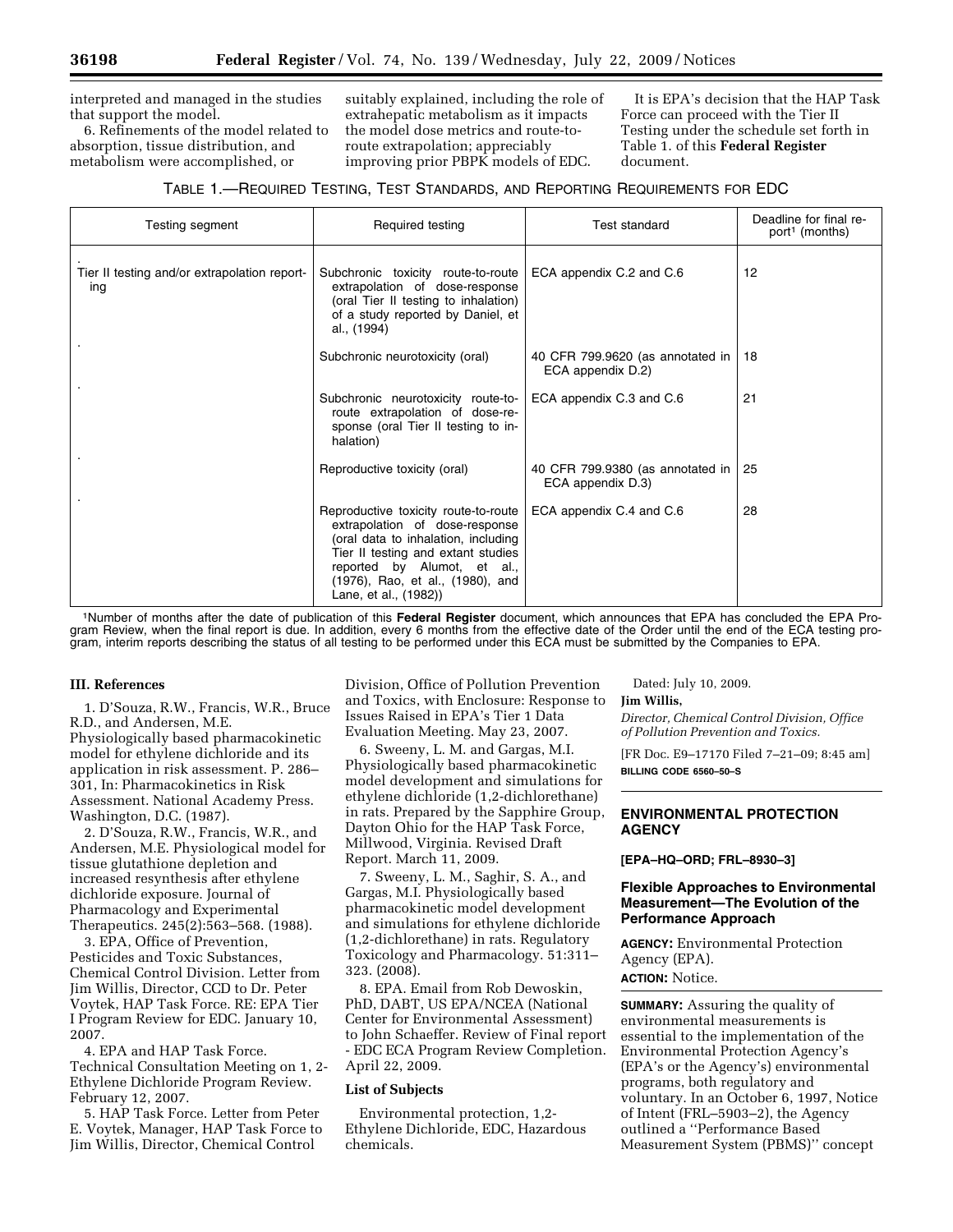interpreted and managed in the studies that support the model.

6. Refinements of the model related to absorption, tissue distribution, and metabolism were accomplished, or suitably explained, including the role of extrahepatic metabolism as it impacts the model dose metrics and route-to-route extrapolation; appreciably improving prior PBPK models of EDC.

It is EPA's decision that the HAP Task Force can proceed with the Tier II Testing under the schedule set forth in Table 1. of this **Federal Register** document.

TABLE 1.—REQUIRED TESTING, TEST STANDARDS, AND REPORTING REQUIREMENTS FOR EDC

| Testing segment | Required testing | Test standard | Deadline for final report[1] (months) |
| --- | --- | --- | --- |
| Tier II testing and/or extrapolation reporting | Subchronic toxicity route-to-route extrapolation of dose-response (oral Tier II testing to inhalation) of a study reported by Daniel, et al., (1994) | ECA appendix C.2 and C.6 | 12 |
| | Subchronic neurotoxicity (oral) | 40 CFR 799.9620 (as annotated in ECA appendix D.2) | 18 |
| | Subchronic neurotoxicity route-to-route extrapolation of dose-response (oral Tier II testing to inhalation) | ECA appendix C.3 and C.6 | 21 |
| | Reproductive toxicity (oral) | 40 CFR 799.9380 (as annotated in ECA appendix D.3) | 25 |
| | Reproductive toxicity route-to-route extrapolation of dose-response (oral data to inhalation, including Tier II testing and extant studies reported by Alumot, et al., (1976), Rao, et al., (1980), and Lane, et al., (1982)) | ECA appendix C.4 and C.6 | 28 |

[1]Number of months after the date of publication of this **Federal Register** document, which announces that EPA has concluded the EPA Program Review, when the final report is due. In addition, every 6 months from the effective date of the Order until the end of the ECA testing program, interim reports describing the status of all testing to be performed under this ECA must be submitted by the Companies to EPA.

## III. References

1. D'Souza, R.W., Francis, W.R., Bruce R.D., and Andersen, M.E. Physiologically based pharmacokinetic model for ethylene dichloride and its application in risk assessment. P. 286–301, In: Pharmacokinetics in Risk Assessment. National Academy Press. Washington, D.C. (1987).

2. D'Souza, R.W., Francis, W.R., and Andersen, M.E. Physiological model for tissue glutathione depletion and increased resynthesis after ethylene dichloride exposure. Journal of Pharmacology and Experimental Therapeutics. 245(2):563–568. (1988).

3. EPA, Office of Prevention, Pesticides and Toxic Substances, Chemical Control Division. Letter from Jim Willis, Director, CCD to Dr. Peter Voytek, HAP Task Force. RE: EPA Tier I Program Review for EDC. January 10, 2007.

4. EPA and HAP Task Force. Technical Consultation Meeting on 1, 2-Ethylene Dichloride Program Review. February 12, 2007.

5. HAP Task Force. Letter from Peter E. Voytek, Manager, HAP Task Force to Jim Willis, Director, Chemical Control Division, Office of Pollution Prevention and Toxics, with Enclosure: Response to Issues Raised in EPA's Tier 1 Data Evaluation Meeting. May 23, 2007.

6. Sweeny, L. M. and Gargas, M.I. Physiologically based pharmacokinetic model development and simulations for ethylene dichloride (1,2-dichlorethane) in rats. Prepared by the Sapphire Group, Dayton Ohio for the HAP Task Force, Millwood, Virginia. Revised Draft Report. March 11, 2009.

7. Sweeny, L. M., Saghir, S. A., and Gargas, M.I. Physiologically based pharmacokinetic model development and simulations for ethylene dichloride (1,2-dichlorethane) in rats. Regulatory Toxicology and Pharmacology. 51:311–323. (2008).

8. EPA. Email from Rob Dewoskin, PhD, DABT, US EPA/NCEA (National Center for Environmental Assessment) to John Schaeffer. Review of Final report - EDC ECA Program Review Completion. April 22, 2009.

### List of Subjects

Environmental protection, 1,2-Ethylene Dichloride, EDC, Hazardous chemicals.

Dated: July 10, 2009.

**Jim Willis,**

*Director, Chemical Control Division, Office of Pollution Prevention and Toxics.*

[FR Doc. E9–17170 Filed 7–21–09; 8:45 am]

**BILLING CODE 6560–50–S**

## ENVIRONMENTAL PROTECTION AGENCY

**[EPA–HQ–ORD; FRL–8930–3]**

### Flexible Approaches to Environmental Measurement—The Evolution of the Performance Approach

**AGENCY:** Environmental Protection Agency (EPA).

**ACTION:** Notice.

**SUMMARY:** Assuring the quality of environmental measurements is essential to the implementation of the Environmental Protection Agency's (EPA's or the Agency's) environmental programs, both regulatory and voluntary. In an October 6, 1997, Notice of Intent (FRL–5903–2), the Agency outlined a ''Performance Based Measurement System (PBMS)'' concept